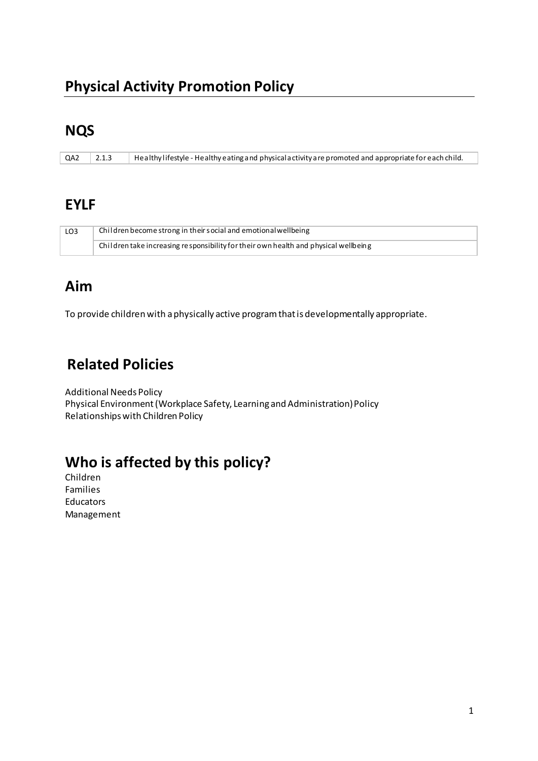# Physical Activity Promotion Policy

## NQS

| QA2 | 2.1.3 | Healthy lifestyle - Healthy eating and physical activity are promoted and appropriate for each child. |
|---|---|---|

## EYLF

| LO3 | Children become strong in their social and emotional wellbeing |
|---|---|
| | Children take increasing responsibility for their own health and physical wellbeing |

## Aim

To provide children with a physically active program that is developmentally appropriate.

## Related Policies

Additional Needs Policy
Physical Environment (Workplace Safety, Learning and Administration) Policy
Relationships with Children Policy

## Who is affected by this policy?

Children
Families
Educators
Management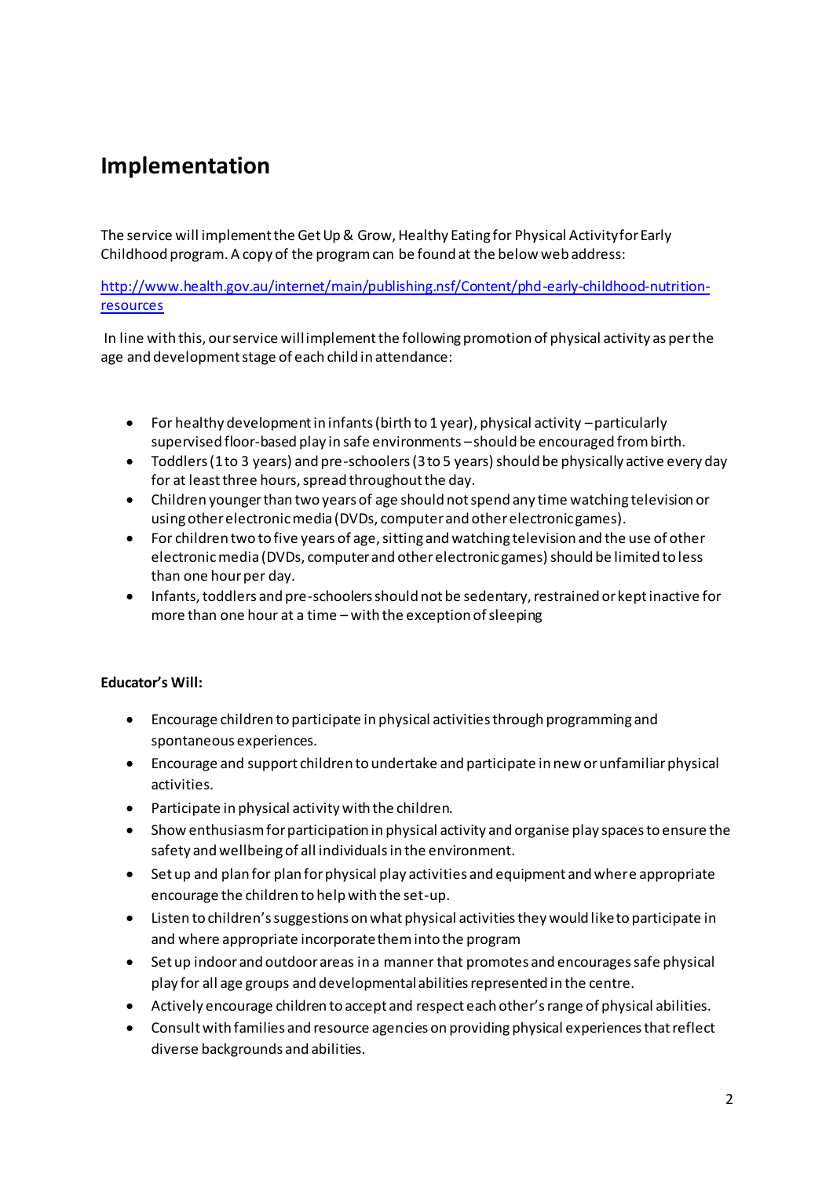# Implementation

The service will implement the Get Up & Grow, Healthy Eating for Physical Activity for Early Childhood program. A copy of the program can be found at the below web address:

[http://www.health.gov.au/internet/main/publishing.nsf/Content/phd-early-childhood-nutrition-resources](http://www.health.gov.au/internet/main/publishing.nsf/Content/phd-early-childhood-nutrition-resources)

In line with this, our service will implement the following promotion of physical activity as per the age and development stage of each child in attendance:

- For healthy development in infants (birth to 1 year), physical activity – particularly supervised floor-based play in safe environments – should be encouraged from birth.
- Toddlers (1 to 3 years) and pre-schoolers (3 to 5 years) should be physically active every day for at least three hours, spread throughout the day.
- Children younger than two years of age should not spend any time watching television or using other electronic media (DVDs, computer and other electronic games).
- For children two to five years of age, sitting and watching television and the use of other electronic media (DVDs, computer and other electronic games) should be limited to less than one hour per day.
- Infants, toddlers and pre-schoolers should not be sedentary, restrained or kept inactive for more than one hour at a time – with the exception of sleeping

**Educator's Will:**

- Encourage children to participate in physical activities through programming and spontaneous experiences.
- Encourage and support children to undertake and participate in new or unfamiliar physical activities.
- Participate in physical activity with the children.
- Show enthusiasm for participation in physical activity and organise play spaces to ensure the safety and wellbeing of all individuals in the environment.
- Set up and plan for plan for physical play activities and equipment and where appropriate encourage the children to help with the set-up.
- Listen to children's suggestions on what physical activities they would like to participate in and where appropriate incorporate them into the program
- Set up indoor and outdoor areas in a manner that promotes and encourages safe physical play for all age groups and developmental abilities represented in the centre.
- Actively encourage children to accept and respect each other's range of physical abilities.
- Consult with families and resource agencies on providing physical experiences that reflect diverse backgrounds and abilities.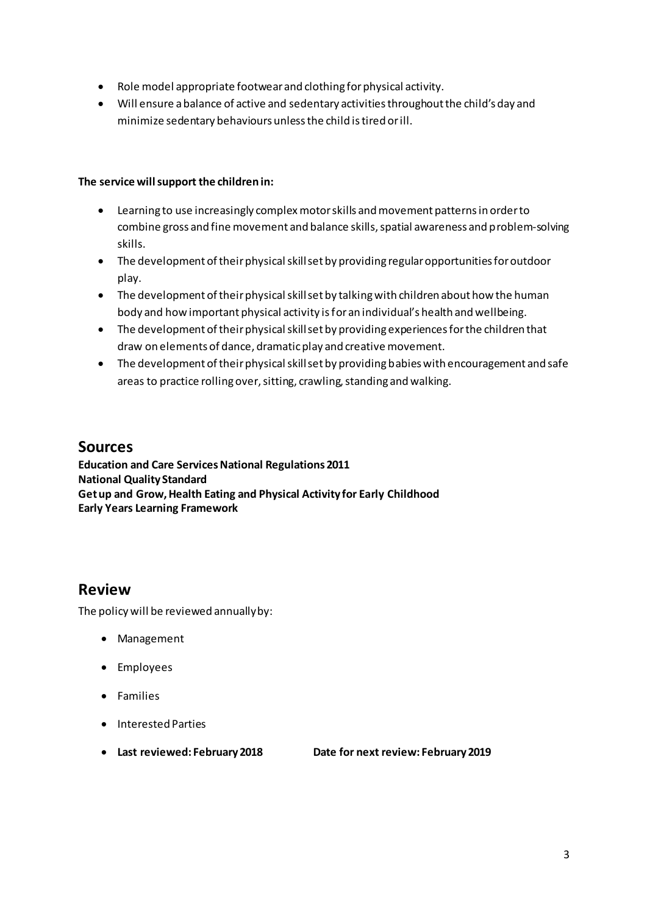- Role model appropriate footwear and clothing for physical activity.
- Will ensure a balance of active and sedentary activities throughout the child's day and minimize sedentary behaviours unless the child is tired or ill.

**The service will support the children in:**

- Learning to use increasingly complex motor skills and movement patterns in order to combine gross and fine movement and balance skills, spatial awareness and problem-solving skills.
- The development of their physical skill set by providing regular opportunities for outdoor play.
- The development of their physical skill set by talking with children about how the human body and how important physical activity is for an individual's health and wellbeing.
- The development of their physical skill set by providing experiences for the children that draw on elements of dance, dramatic play and creative movement.
- The development of their physical skill set by providing babies with encouragement and safe areas to practice rolling over, sitting, crawling, standing and walking.

## Sources

**Education and Care Services National Regulations 2011**
**National Quality Standard**
**Get up and Grow, Health Eating and Physical Activity for Early Childhood**
**Early Years Learning Framework**

## Review

The policy will be reviewed annually by:

- Management
- Employees
- Families
- Interested Parties
- **Last reviewed: February 2018** **Date for next review: February 2019**